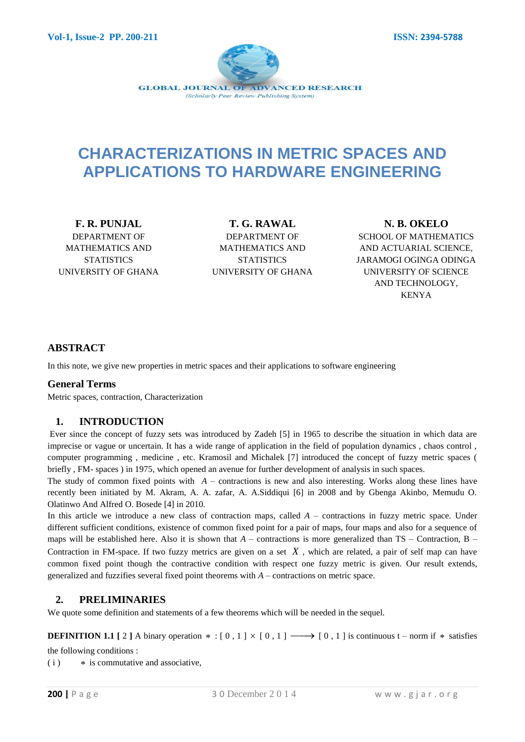# CHARACTERIZATIONS IN METRIC SPACES AND APPLICATIONS TO HARDWARE ENGINEERING

**F. R. PUNJAL**
DEPARTMENT OF MATHEMATICS AND STATISTICS
UNIVERSITY OF GHANA

**T. G. RAWAL**
DEPARTMENT OF MATHEMATICS AND STATISTICS
UNIVERSITY OF GHANA

**N. B. OKELO**
SCHOOL OF MATHEMATICS AND ACTUARIAL SCIENCE, JARAMOGI OGINGA ODINGA UNIVERSITY OF SCIENCE AND TECHNOLOGY, KENYA

## ABSTRACT

In this note, we give new properties in metric spaces and their applications to software engineering

### General Terms

Metric spaces, contraction, Characterization

## 1. INTRODUCTION

Ever since the concept of fuzzy sets was introduced by Zadeh [5] in 1965 to describe the situation in which data are imprecise or vague or uncertain. It has a wide range of application in the field of population dynamics , chaos control , computer programming , medicine , etc. Kramosil and Michalek [7] introduced the concept of fuzzy metric spaces ( briefly , FM- spaces ) in 1975, which opened an avenue for further development of analysis in such spaces.

The study of common fixed points with $A$ – contractions is new and also interesting. Works along these lines have recently been initiated by M. Akram, A. A. zafar, A. A.Siddiqui [6] in 2008 and by Gbenga Akinbo, Memudu O. Olatinwo And Alfred O. Bosede [4] in 2010.

In this article we introduce a new class of contraction maps, called $A$ – contractions in fuzzy metric space. Under different sufficient conditions, existence of common fixed point for a pair of maps, four maps and also for a sequence of maps will be established here. Also it is shown that $A$ – contractions is more generalized than TS – Contraction, B – Contraction in FM-space. If two fuzzy metrics are given on a set $X$ , which are related, a pair of self map can have common fixed point though the contractive condition with respect one fuzzy metric is given. Our result extends, generalized and fuzzifies several fixed point theorems with $A$ – contractions on metric space.

## 2. PRELIMINARIES

We quote some definition and statements of a few theorems which will be needed in the sequel.

**DEFINITION 1.1 [** 2 **]** A binary operation $* : [0,1] \times [0,1] \longrightarrow [0,1]$ is continuous t – norm if $*$ satisfies the following conditions :

( i ) $*$ is commutative and associative,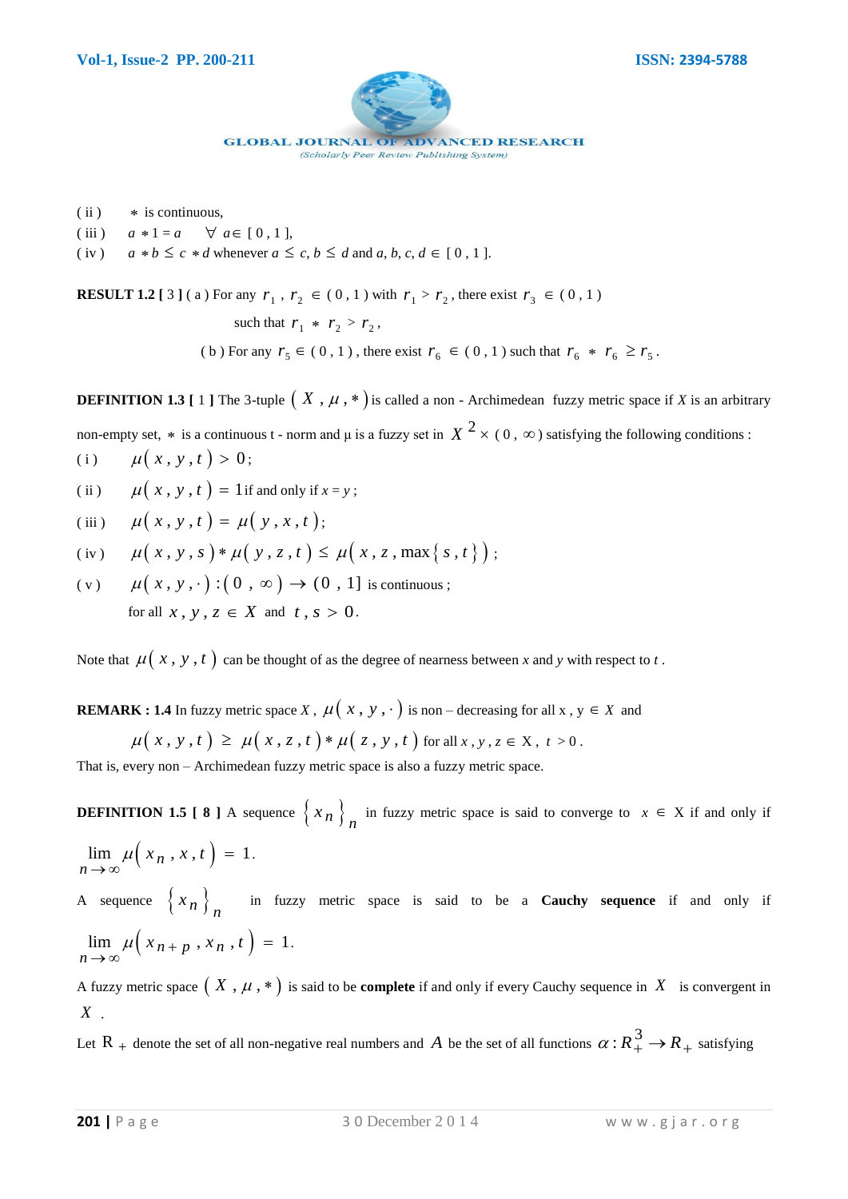(ii) $*$ is continuous,

(iii) $a * 1 = a \quad \forall\ a \in [0, 1]$,

(iv) $a * b \leq c * d$ whenever $a \leq c$, $b \leq d$ and $a, b, c, d \in [0, 1]$.

**RESULT 1.2 [ 3 ]** ( a ) For any $r_1, r_2 \in (0, 1)$ with $r_1 > r_2$, there exist $r_3 \in (0, 1)$ such that $r_1 * r_2 > r_2$,

( b ) For any $r_5 \in (0, 1)$, there exist $r_6 \in (0, 1)$ such that $r_6 * r_6 \geq r_5$.

**DEFINITION 1.3 [ 1 ]** The 3-tuple $(X, \mu, *)$ is called a non - Archimedean fuzzy metric space if $X$ is an arbitrary non-empty set, $*$ is a continuous t - norm and μ is a fuzzy set in $X^2 \times (0, \infty)$ satisfying the following conditions :

(i) $\mu(x, y, t) > 0$;

(ii) $\mu(x, y, t) = 1$ if and only if $x = y$;

(iii) $\mu(x, y, t) = \mu(y, x, t)$;

(iv) $\mu(x, y, s) * \mu(y, z, t) \leq \mu(x, z, \max\{s, t\})$;

(v) $\mu(x, y, \cdot) : (0, \infty) \to (0, 1]$ is continuous ;

for all $x, y, z \in X$ and $t, s > 0$.

Note that $\mu(x, y, t)$ can be thought of as the degree of nearness between $x$ and $y$ with respect to $t$.

**REMARK : 1.4** In fuzzy metric space $X$, $\mu(x, y, \cdot)$ is non – decreasing for all x , y $\in X$ and

$$\mu(x, y, t) \geq \mu(x, z, t) * \mu(z, y, t) \text{ for all } x, y, z \in X,\ t > 0.$$

That is, every non – Archimedean fuzzy metric space is also a fuzzy metric space.

**DEFINITION 1.5 [ 8 ]** A sequence $\{x_n\}_n$ in fuzzy metric space is said to converge to $x \in X$ if and only if $\lim_{n \to \infty} \mu(x_n, x, t) = 1$.

A sequence $\{x_n\}_n$ in fuzzy metric space is said to be a **Cauchy sequence** if and only if $\lim_{n \to \infty} \mu(x_{n+p}, x_n, t) = 1$.

A fuzzy metric space $(X, \mu, *)$ is said to be **complete** if and only if every Cauchy sequence in $X$ is convergent in $X$.

Let $R_+$ denote the set of all non-negative real numbers and $A$ be the set of all functions $\alpha : R_+^3 \to R_+$ satisfying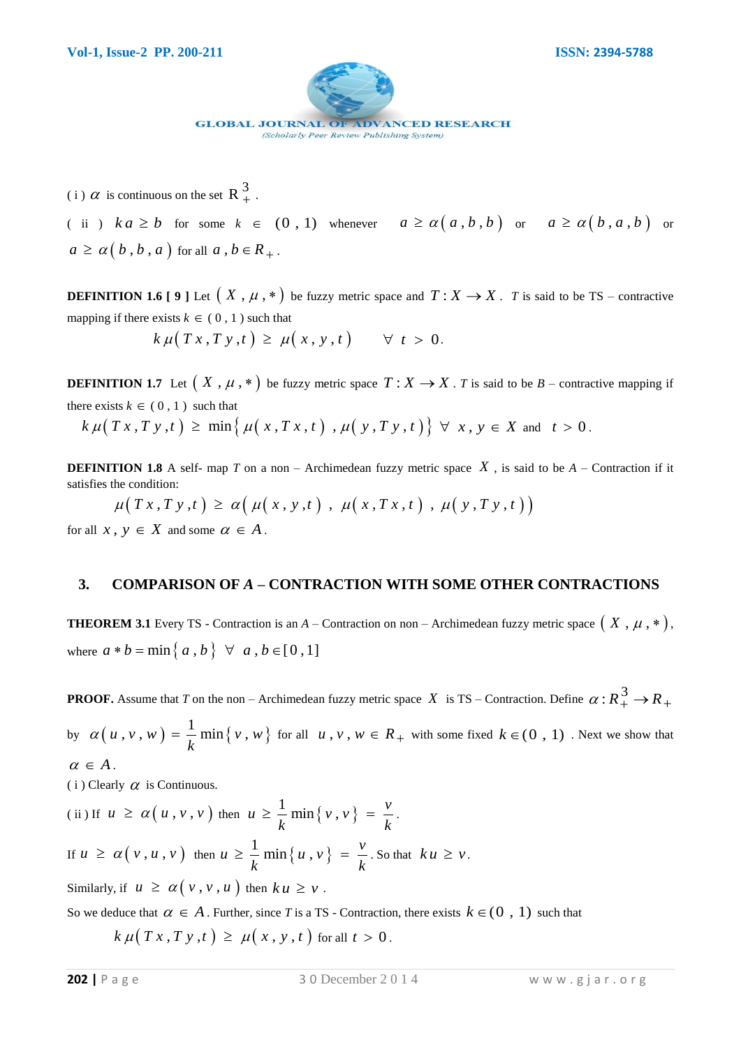( i ) $\alpha$ is continuous on the set $R_+^3$ .

( ii ) $ka \geq b$ for some $k \in (0, 1)$ whenever $a \geq \alpha(a, b, b)$ or $a \geq \alpha(b, a, b)$ or $a \geq \alpha(b, b, a)$ for all $a, b \in R_+$ .

**DEFINITION 1.6 [ 9 ]** Let $(X, \mu, *)$ be fuzzy metric space and $T: X \rightarrow X$ . $T$ is said to be TS – contractive mapping if there exists $k \in (0, 1)$ such that

$$k\,\mu(Tx, Ty, t) \geq \mu(x, y, t) \qquad \forall\ t > 0.$$

**DEFINITION 1.7** Let $(X, \mu, *)$ be fuzzy metric space $T: X \rightarrow X$ . $T$ is said to be $B$ – contractive mapping if there exists $k \in (0, 1)$ such that

$$k\,\mu(Tx, Ty, t) \geq \min\{\mu(x, Tx, t), \mu(y, Ty, t)\} \ \forall\ x, y \in X \text{ and } t > 0.$$

**DEFINITION 1.8** A self- map $T$ on a non – Archimedean fuzzy metric space $X$ , is said to be $A$ – Contraction if it satisfies the condition:

$$\mu(Tx, Ty, t) \geq \alpha\big(\mu(x, y, t), \mu(x, Tx, t), \mu(y, Ty, t)\big)$$

for all $x, y \in X$ and some $\alpha \in A$ .

## 3. COMPARISON OF *A* – CONTRACTION WITH SOME OTHER CONTRACTIONS

**THEOREM 3.1** Every TS - Contraction is an $A$ – Contraction on non – Archimedean fuzzy metric space $(X, \mu, *)$, where $a * b = \min\{a, b\}\ \forall\ a, b \in [0,1]$

**PROOF.** Assume that $T$ on the non – Archimedean fuzzy metric space $X$ is TS – Contraction. Define $\alpha: R_+^3 \rightarrow R_+$ by $\alpha(u, v, w) = \dfrac{1}{k}\min\{v, w\}$ for all $u, v, w \in R_+$ with some fixed $k \in (0, 1)$ . Next we show that $\alpha \in A$.

( i ) Clearly $\alpha$ is Continuous.

( ii ) If $u \geq \alpha(u, v, v)$ then $u \geq \dfrac{1}{k}\min\{v, v\} = \dfrac{v}{k}$.

If $u \geq \alpha(v, u, v)$ then $u \geq \dfrac{1}{k}\min\{u, v\} = \dfrac{v}{k}$. So that $ku \geq v$.

Similarly, if $u \geq \alpha(v, v, u)$ then $ku \geq v$ .

So we deduce that $\alpha \in A$. Further, since $T$ is a TS - Contraction, there exists $k \in (0, 1)$ such that

$$k\,\mu(Tx, Ty, t) \geq \mu(x, y, t) \text{ for all } t > 0.$$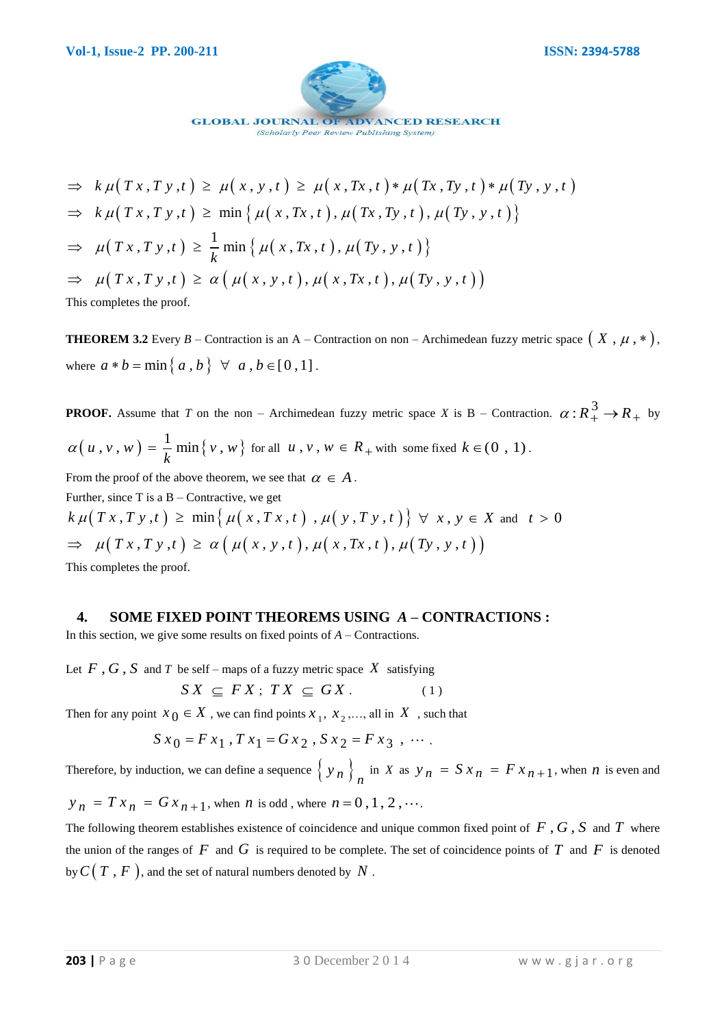$$\Rightarrow \; k\,\mu(Tx,Ty,t) \geq \mu(x,y,t) \geq \mu(x,Tx,t) * \mu(Tx,Ty,t) * \mu(Ty,y,t)$$

$$\Rightarrow \; k\,\mu(Tx,Ty,t) \geq \min\{\mu(x,Tx,t),\mu(Tx,Ty,t),\mu(Ty,y,t)\}$$

$$\Rightarrow \; \mu(Tx,Ty,t) \geq \frac{1}{k}\min\{\mu(x,Tx,t),\mu(Ty,y,t)\}$$

$$\Rightarrow \; \mu(Tx,Ty,t) \geq \alpha(\mu(x,y,t),\mu(x,Tx,t),\mu(Ty,y,t))$$

This completes the proof.

**THEOREM 3.2** Every $B$ – Contraction is an A – Contraction on non – Archimedean fuzzy metric space $(X,\mu,*)$, where $a*b=\min\{a,b\}\;\forall\; a,b\in[0,1]$.

**PROOF.** Assume that $T$ on the non – Archimedean fuzzy metric space $X$ is B – Contraction. $\alpha: R_+^3 \to R_+$ by

$\alpha(u,v,w) = \frac{1}{k}\min\{v,w\}$ for all $u,v,w\in R_+$ with some fixed $k\in(0,1)$.

From the proof of the above theorem, we see that $\alpha \in A$.

Further, since T is a B – Contractive, we get

$$k\,\mu(Tx,Ty,t) \geq \min\{\mu(x,Tx,t),\mu(y,Ty,t)\}\;\forall\; x,y\in X \text{ and } t>0$$

$$\Rightarrow \; \mu(Tx,Ty,t) \geq \alpha(\mu(x,y,t),\mu(x,Tx,t),\mu(Ty,y,t))$$

This completes the proof.

## 4. SOME FIXED POINT THEOREMS USING $A$ – CONTRACTIONS :

In this section, we give some results on fixed points of $A$ – Contractions.

Let $F,G,S$ and $T$ be self – maps of a fuzzy metric space $X$ satisfying

$$SX \subseteq FX\;;\; TX \subseteq GX. \qquad (1)$$

Then for any point $x_0\in X$, we can find points $x_1, x_2,\ldots$, all in $X$, such that

$$Sx_0 = Fx_1,\; Tx_1 = Gx_2,\; Sx_2 = Fx_3,\;\cdots.$$

Therefore, by induction, we can define a sequence $\{y_n\}_n$ in $X$ as $y_n = Sx_n = Fx_{n+1}$, when $n$ is even and $y_n = Tx_n = Gx_{n+1}$, when $n$ is odd, where $n=0,1,2,\cdots$.

The following theorem establishes existence of coincidence and unique common fixed point of $F,G,S$ and $T$ where the union of the ranges of $F$ and $G$ is required to be complete. The set of coincidence points of $T$ and $F$ is denoted by $C(T,F)$, and the set of natural numbers denoted by $N$.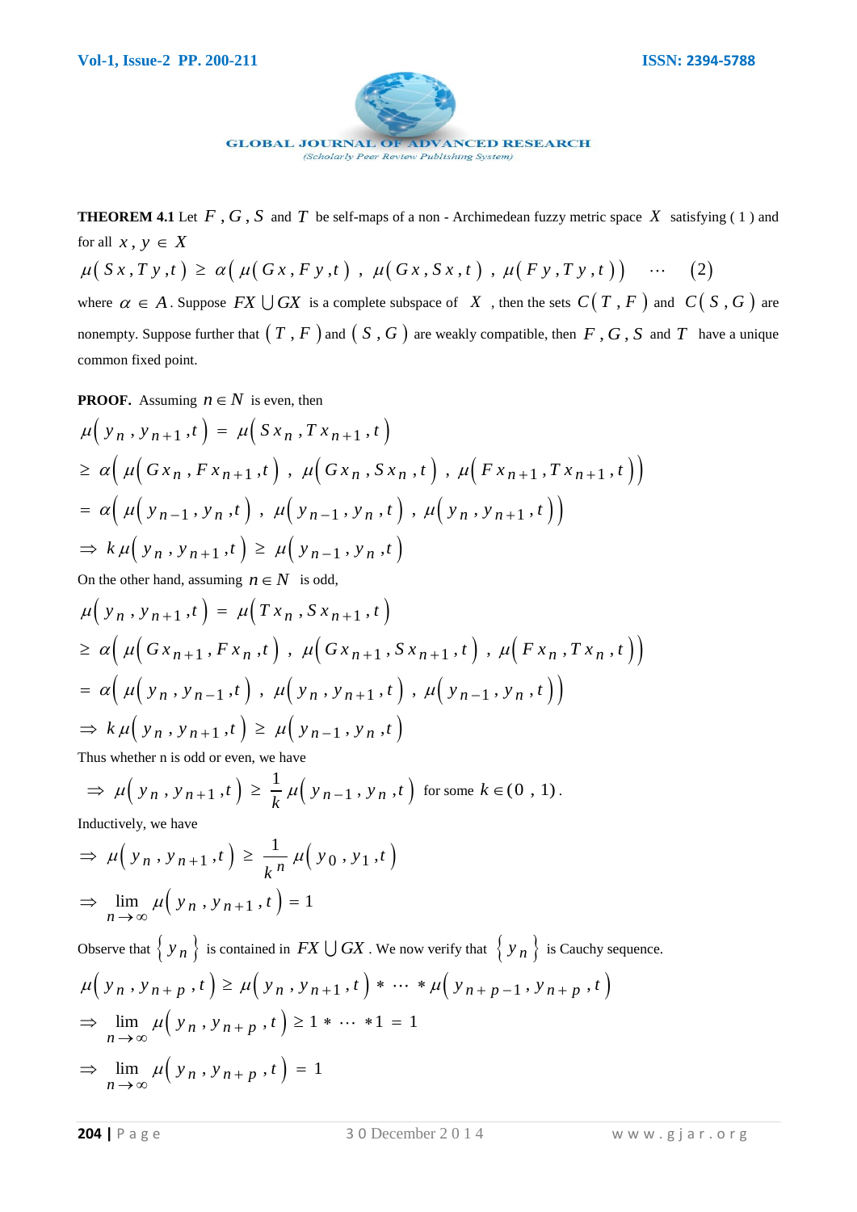**THEOREM 4.1** Let $F$, $G$, $S$ and $T$ be self-maps of a non - Archimedean fuzzy metric space $X$ satisfying ( 1 ) and for all $x, y \in X$

$$\mu(Sx, Ty, t) \geq \alpha(\mu(Gx, Fy, t), \mu(Gx, Sx, t), \mu(Fy, Ty, t)) \quad \cdots \quad (2)$$

where $\alpha \in A$. Suppose $FX \bigcup GX$ is a complete subspace of $X$, then the sets $C(T, F)$ and $C(S, G)$ are nonempty. Suppose further that $(T, F)$ and $(S, G)$ are weakly compatible, then $F$, $G$, $S$ and $T$ have a unique common fixed point.

**PROOF.** Assuming $n \in N$ is even, then

$$\mu(y_n, y_{n+1}, t) = \mu(Sx_n, Tx_{n+1}, t)$$

$$\geq \alpha(\mu(Gx_n, Fx_{n+1}, t), \mu(Gx_n, Sx_n, t), \mu(Fx_{n+1}, Tx_{n+1}, t))$$

$$= \alpha(\mu(y_{n-1}, y_n, t), \mu(y_{n-1}, y_n, t), \mu(y_n, y_{n+1}, t))$$

$$\Rightarrow k\mu(y_n, y_{n+1}, t) \geq \mu(y_{n-1}, y_n, t)$$

On the other hand, assuming $n \in N$ is odd,

$$\mu(y_n, y_{n+1}, t) = \mu(Tx_n, Sx_{n+1}, t)$$

$$\geq \alpha(\mu(Gx_{n+1}, Fx_n, t), \mu(Gx_{n+1}, Sx_{n+1}, t), \mu(Fx_n, Tx_n, t))$$

$$= \alpha(\mu(y_n, y_{n-1}, t), \mu(y_n, y_{n+1}, t), \mu(y_{n-1}, y_n, t))$$

$$\Rightarrow k\mu(y_n, y_{n+1}, t) \geq \mu(y_{n-1}, y_n, t)$$

Thus whether n is odd or even, we have

$$\Rightarrow \mu(y_n, y_{n+1}, t) \geq \frac{1}{k}\mu(y_{n-1}, y_n, t) \text{ for some } k \in (0, 1).$$

Inductively, we have

$$\Rightarrow \mu(y_n, y_{n+1}, t) \geq \frac{1}{k^n}\mu(y_0, y_1, t)$$

$$\Rightarrow \lim_{n \to \infty} \mu(y_n, y_{n+1}, t) = 1$$

Observe that $\{y_n\}$ is contained in $FX \bigcup GX$. We now verify that $\{y_n\}$ is Cauchy sequence.

$$\mu(y_n, y_{n+p}, t) \geq \mu(y_n, y_{n+1}, t) * \cdots * \mu(y_{n+p-1}, y_{n+p}, t)$$

$$\Rightarrow \lim_{n \to \infty} \mu(y_n, y_{n+p}, t) \geq 1 * \cdots * 1 = 1$$

$$\Rightarrow \lim_{n \to \infty} \mu(y_n, y_{n+p}, t) = 1$$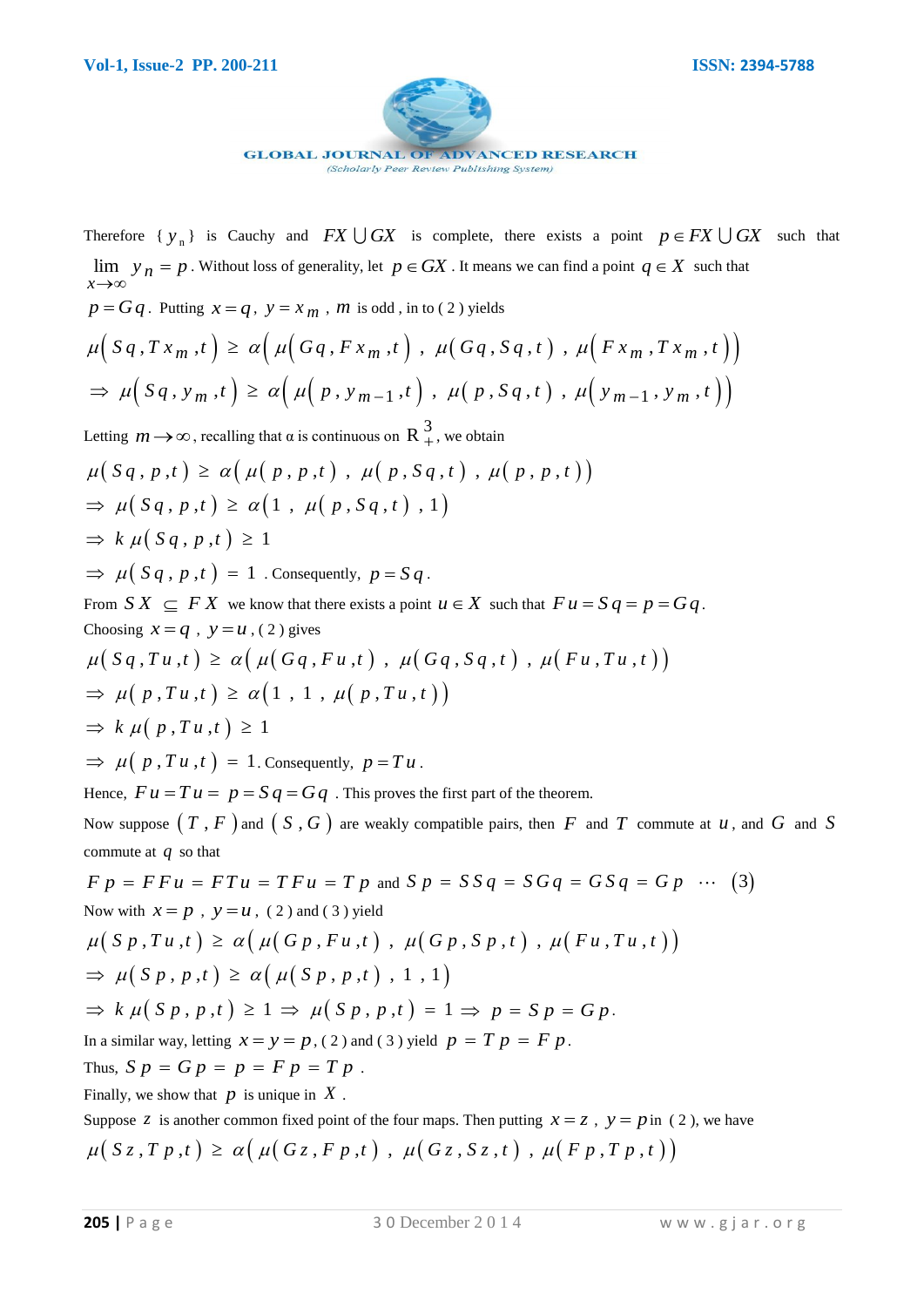Therefore $\{y_n\}$ is Cauchy and $FX \bigcup GX$ is complete, there exists a point $p \in FX \bigcup GX$ such that $\lim_{x \to \infty} y_n = p$. Without loss of generality, let $p \in GX$. It means we can find a point $q \in X$ such that $p = Gq$. Putting $x = q$, $y = x_m$, $m$ is odd, in to ( 2 ) yields

$$\mu(Sq, Tx_m, t) \geq \alpha\left(\mu(Gq, Fx_m, t),\ \mu(Gq, Sq, t),\ \mu(Fx_m, Tx_m, t)\right)$$

$$\Rightarrow \mu(Sq, y_m, t) \geq \alpha\left(\mu(p, y_{m-1}, t),\ \mu(p, Sq, t),\ \mu(y_{m-1}, y_m, t)\right)$$

Letting $m \to \infty$, recalling that α is continuous on $R_+^3$, we obtain

$$\mu(Sq, p, t) \geq \alpha\left(\mu(p, p, t),\ \mu(p, Sq, t),\ \mu(p, p, t)\right)$$

$$\Rightarrow \mu(Sq, p, t) \geq \alpha\left(1,\ \mu(p, Sq, t),\ 1\right)$$

$$\Rightarrow k\,\mu(Sq, p, t) \geq 1$$

$\Rightarrow \mu(Sq, p, t) = 1$. Consequently, $p = Sq$.

From $SX \subseteq FX$ we know that there exists a point $u \in X$ such that $Fu = Sq = p = Gq$.

Choosing $x = q$, $y = u$, ( 2 ) gives

$$\mu(Sq, Tu, t) \geq \alpha\left(\mu(Gq, Fu, t),\ \mu(Gq, Sq, t),\ \mu(Fu, Tu, t)\right)$$

$$\Rightarrow \mu(p, Tu, t) \geq \alpha\left(1,\ 1,\ \mu(p, Tu, t)\right)$$

$$\Rightarrow k\,\mu(p, Tu, t) \geq 1$$

$\Rightarrow \mu(p, Tu, t) = 1$. Consequently, $p = Tu$.

Hence, $Fu = Tu = p = Sq = Gq$. This proves the first part of the theorem.

Now suppose $(T, F)$ and $(S, G)$ are weakly compatible pairs, then $F$ and $T$ commute at $u$, and $G$ and $S$ commute at $q$ so that

$$Fp = FFu = FTu = TFu = Tp \text{ and } Sp = SSq = SGq = GSq = Gp \quad \cdots \quad (3)$$

Now with $x = p$, $y = u$, ( 2 ) and ( 3 ) yield

$$\mu(Sp, Tu, t) \geq \alpha\left(\mu(Gp, Fu, t),\ \mu(Gp, Sp, t),\ \mu(Fu, Tu, t)\right)$$

$$\Rightarrow \mu(Sp, p, t) \geq \alpha\left(\mu(Sp, p, t),\ 1,\ 1\right)$$

$$\Rightarrow k\,\mu(Sp, p, t) \geq 1 \Rightarrow \mu(Sp, p, t) = 1 \Rightarrow p = Sp = Gp.$$

In a similar way, letting $x = y = p$, ( 2 ) and ( 3 ) yield $p = Tp = Fp$.

Thus, $Sp = Gp = p = Fp = Tp$.

Finally, we show that $p$ is unique in $X$.

Suppose $z$ is another common fixed point of the four maps. Then putting $x = z$, $y = p$ in ( 2 ), we have

$$\mu(Sz, Tp, t) \geq \alpha\left(\mu(Gz, Fp, t),\ \mu(Gz, Sz, t),\ \mu(Fp, Tp, t)\right)$$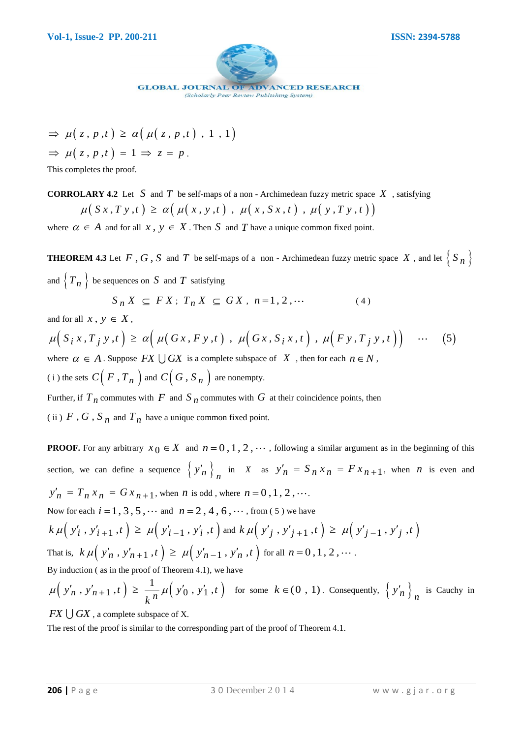$$\Rightarrow \mu(z, p, t) \geq \alpha(\mu(z, p, t), 1, 1)$$

$$\Rightarrow \mu(z, p, t) = 1 \Rightarrow z = p.$$

This completes the proof.

**CORROLARY 4.2** Let $S$ and $T$ be self-maps of a non - Archimedean fuzzy metric space $X$, satisfying

$$\mu(Sx, Ty, t) \geq \alpha(\mu(x, y, t), \mu(x, Sx, t), \mu(y, Ty, t))$$

where $\alpha \in A$ and for all $x, y \in X$. Then $S$ and $T$ have a unique common fixed point.

**THEOREM 4.3** Let $F, G, S$ and $T$ be self-maps of a non - Archimedean fuzzy metric space $X$, and let $\{S_n\}$ and $\{T_n\}$ be sequences on $S$ and $T$ satisfying

$$S_n X \subseteq FX; \; T_n X \subseteq GX, \; n = 1, 2, \cdots \qquad (4)$$

and for all $x, y \in X$,

$$\mu(S_i x, T_j y, t) \geq \alpha(\mu(Gx, Fy, t), \mu(Gx, S_i x, t), \mu(Fy, T_j y, t)) \quad \cdots \quad (5)$$

where $\alpha \in A$. Suppose $FX \bigcup GX$ is a complete subspace of $X$, then for each $n \in N$,

( i ) the sets $C(F, T_n)$ and $C(G, S_n)$ are nonempty.

Further, if $T_n$ commutes with $F$ and $S_n$ commutes with $G$ at their coincidence points, then

( ii ) $F, G, S_n$ and $T_n$ have a unique common fixed point.

**PROOF.** For any arbitrary $x_0 \in X$ and $n = 0, 1, 2, \cdots$, following a similar argument as in the beginning of this section, we can define a sequence $\{y'_n\}_n$ in $X$ as $y'_n = S_n x_n = F x_{n+1}$, when $n$ is even and $y'_n = T_n x_n = G x_{n+1}$, when $n$ is odd, where $n = 0, 1, 2, \cdots$.

Now for each $i = 1, 3, 5, \cdots$ and $n = 2, 4, 6, \cdots$, from ( 5 ) we have

$k\mu(y'_i, y'_{i+1}, t) \geq \mu(y'_{i-1}, y'_i, t)$ and $k\mu(y'_j, y'_{j+1}, t) \geq \mu(y'_{j-1}, y'_j, t)$

That is, $k\mu(y'_n, y'_{n+1}, t) \geq \mu(y'_{n-1}, y'_n, t)$ for all $n = 0, 1, 2, \cdots$.

By induction ( as in the proof of Theorem 4.1), we have

$\mu(y'_n, y'_{n+1}, t) \geq \dfrac{1}{k^n}\mu(y'_0, y'_1, t)$ for some $k \in (0, 1)$. Consequently, $\{y'_n\}_n$ is Cauchy in $FX \bigcup GX$, a complete subspace of X.

The rest of the proof is similar to the corresponding part of the proof of Theorem 4.1.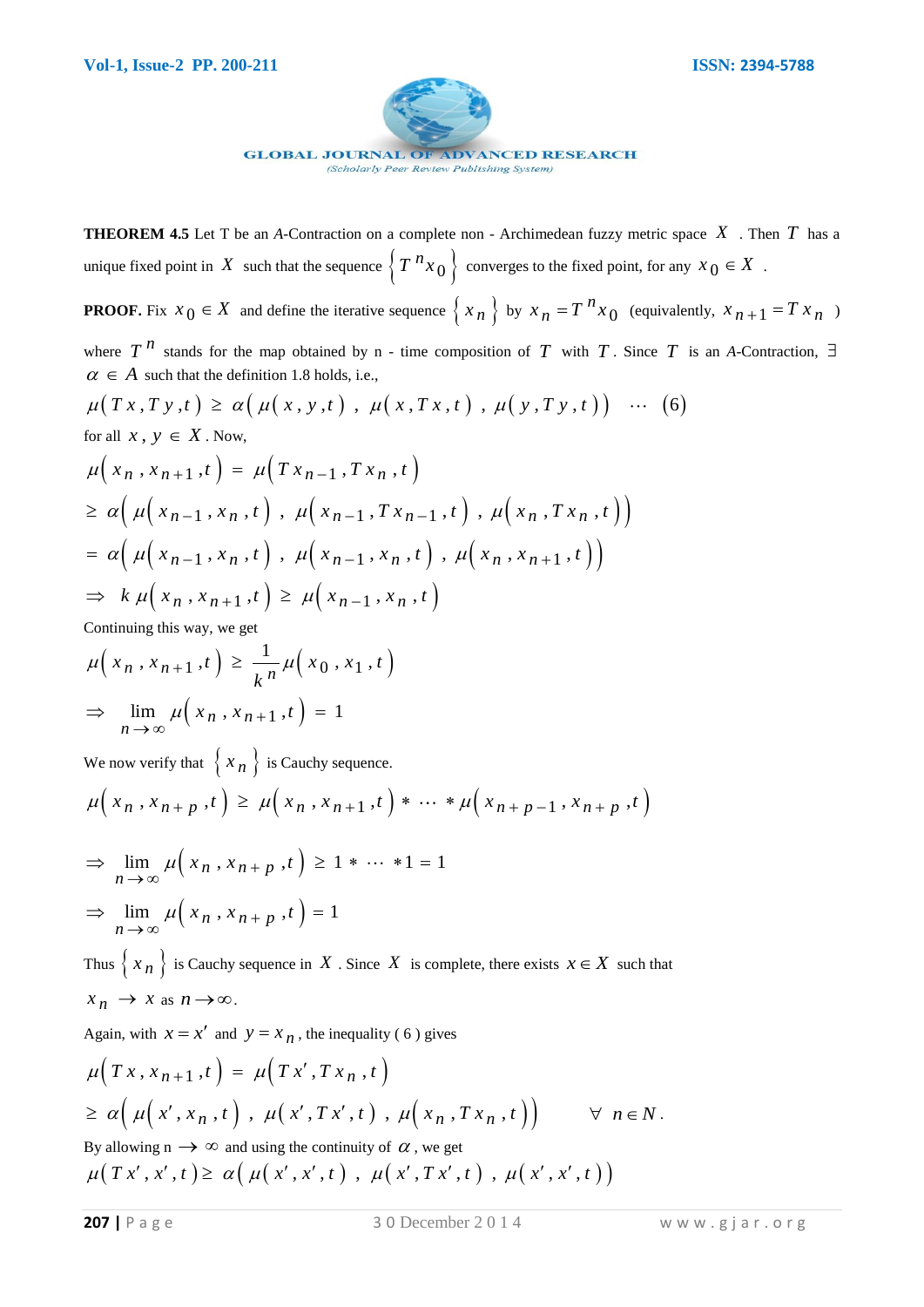**THEOREM 4.5** Let T be an *A*-Contraction on a complete non - Archimedean fuzzy metric space $X$. Then $T$ has a unique fixed point in $X$ such that the sequence $\{T^n x_0\}$ converges to the fixed point, for any $x_0 \in X$.

**PROOF.** Fix $x_0 \in X$ and define the iterative sequence $\{x_n\}$ by $x_n = T^n x_0$ (equivalently, $x_{n+1} = T x_n$ ) where $T^n$ stands for the map obtained by n - time composition of $T$ with $T$. Since $T$ is an *A*-Contraction, $\exists$ $\alpha \in A$ such that the definition 1.8 holds, i.e.,

$$\mu(Tx, Ty, t) \geq \alpha\big(\mu(x, y, t),\ \mu(x, Tx, t),\ \mu(y, Ty, t)\big) \quad \cdots \quad (6)$$

for all $x, y \in X$. Now,

$$\mu(x_n, x_{n+1}, t) = \mu(Tx_{n-1}, Tx_n, t)$$

$$\geq \alpha\big(\mu(x_{n-1}, x_n, t),\ \mu(x_{n-1}, Tx_{n-1}, t),\ \mu(x_n, Tx_n, t)\big)$$

$$= \alpha\big(\mu(x_{n-1}, x_n, t),\ \mu(x_{n-1}, x_n, t),\ \mu(x_n, x_{n+1}, t)\big)$$

$$\Rightarrow \ k\,\mu(x_n, x_{n+1}, t) \geq \mu(x_{n-1}, x_n, t)$$

Continuing this way, we get

$$\mu(x_n, x_{n+1}, t) \geq \frac{1}{k^n}\mu(x_0, x_1, t)$$

$$\Rightarrow \lim_{n \to \infty} \mu(x_n, x_{n+1}, t) = 1$$

We now verify that $\{x_n\}$ is Cauchy sequence.

$$\mu(x_n, x_{n+p}, t) \geq \mu(x_n, x_{n+1}, t) * \cdots * \mu(x_{n+p-1}, x_{n+p}, t)$$

$$\Rightarrow \lim_{n \to \infty} \mu(x_n, x_{n+p}, t) \geq 1 * \cdots * 1 = 1$$

$$\Rightarrow \lim_{n \to \infty} \mu(x_n, x_{n+p}, t) = 1$$

Thus $\{x_n\}$ is Cauchy sequence in $X$. Since $X$ is complete, there exists $x \in X$ such that $x_n \to x$ as $n \to \infty$.

Again, with $x = x'$ and $y = x_n$, the inequality ( 6 ) gives

$$\mu(Tx, x_{n+1}, t) = \mu(Tx', Tx_n, t)$$

$$\geq \alpha\big(\mu(x', x_n, t),\ \mu(x', Tx', t),\ \mu(x_n, Tx_n, t)\big) \qquad \forall\ n \in N.$$

By allowing n $\to \infty$ and using the continuity of $\alpha$, we get

$$\mu(Tx', x', t) \geq \alpha\big(\mu(x', x', t),\ \mu(x', Tx', t),\ \mu(x', x', t)\big)$$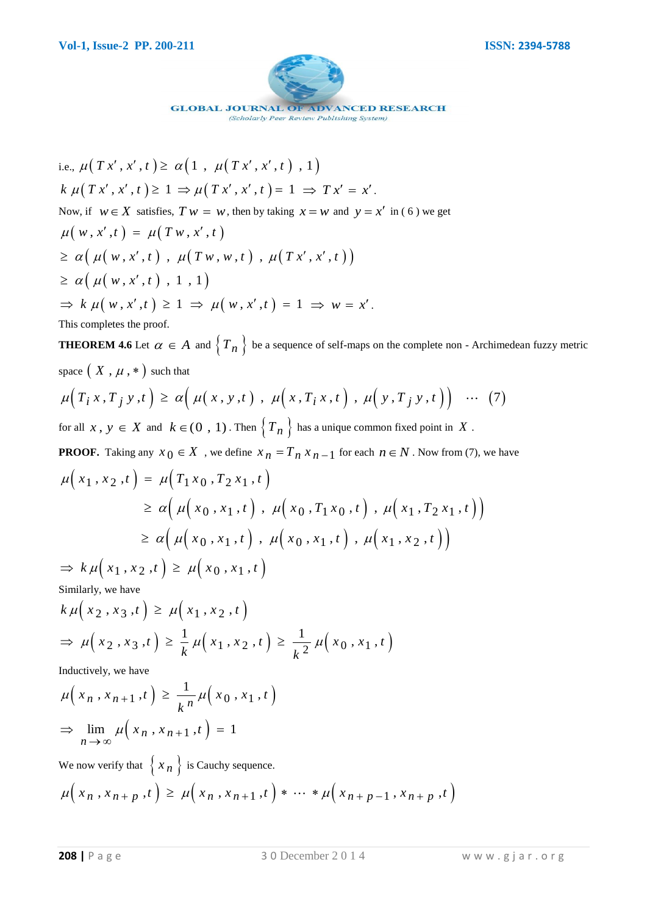i.e., $\mu(Tx', x', t) \geq \alpha(1, \mu(Tx', x', t), 1)$

$k\,\mu(Tx', x', t) \geq 1 \Rightarrow \mu(Tx', x', t) = 1 \Rightarrow Tx' = x'$.

Now, if $w \in X$ satisfies, $Tw = w$, then by taking $x = w$ and $y = x'$ in ( 6 ) we get

$$\mu(w, x', t) = \mu(Tw, x', t)$$

$$\geq \alpha(\mu(w, x', t), \mu(Tw, w, t), \mu(Tx', x', t))$$

$$\geq \alpha(\mu(w, x', t), 1, 1)$$

$$\Rightarrow k\,\mu(w, x', t) \geq 1 \Rightarrow \mu(w, x', t) = 1 \Rightarrow w = x'.$$

This completes the proof.

**THEOREM 4.6** Let $\alpha \in A$ and $\{T_n\}$ be a sequence of self-maps on the complete non - Archimedean fuzzy metric space $(X, \mu, *)$ such that

$$\mu(T_i x, T_j y, t) \geq \alpha(\mu(x, y, t), \mu(x, T_i x, t), \mu(y, T_j y, t)) \quad \cdots \quad (7)$$

for all $x, y \in X$ and $k \in (0, 1)$. Then $\{T_n\}$ has a unique common fixed point in $X$.

**PROOF.** Taking any $x_0 \in X$, we define $x_n = T_n x_{n-1}$ for each $n \in N$. Now from (7), we have

$$\mu(x_1, x_2, t) = \mu(T_1 x_0, T_2 x_1, t)$$

$$\geq \alpha(\mu(x_0, x_1, t), \mu(x_0, T_1 x_0, t), \mu(x_1, T_2 x_1, t))$$

$$\geq \alpha(\mu(x_0, x_1, t), \mu(x_0, x_1, t), \mu(x_1, x_2, t))$$

$$\Rightarrow k\,\mu(x_1, x_2, t) \geq \mu(x_0, x_1, t)$$

Similarly, we have

$$k\,\mu(x_2, x_3, t) \geq \mu(x_1, x_2, t)$$

$$\Rightarrow \mu(x_2, x_3, t) \geq \frac{1}{k}\mu(x_1, x_2, t) \geq \frac{1}{k^2}\mu(x_0, x_1, t)$$

Inductively, we have

$$\mu(x_n, x_{n+1}, t) \geq \frac{1}{k^n}\mu(x_0, x_1, t)$$

$$\Rightarrow \lim_{n \to \infty} \mu(x_n, x_{n+1}, t) = 1$$

We now verify that $\{x_n\}$ is Cauchy sequence.

$$\mu(x_n, x_{n+p}, t) \geq \mu(x_n, x_{n+1}, t) * \cdots * \mu(x_{n+p-1}, x_{n+p}, t)$$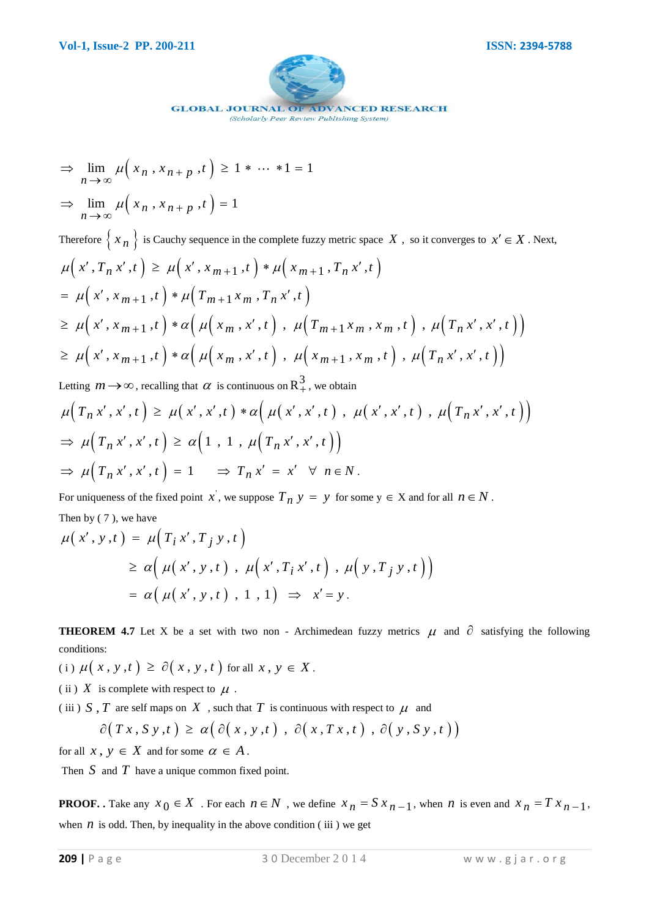$$\Rightarrow \lim_{n\to\infty} \mu\left(x_n, x_{n+p}, t\right) \geq 1 * \cdots * 1 = 1$$

$$\Rightarrow \lim_{n\to\infty} \mu\left(x_n, x_{n+p}, t\right) = 1$$

Therefore $\left\{x_n\right\}$ is Cauchy sequence in the complete fuzzy metric space $X$ , so it converges to $x' \in X$ . Next,

$$\mu\left(x', T_n x', t\right) \geq \mu\left(x', x_{m+1}, t\right) * \mu\left(x_{m+1}, T_n x', t\right)$$

$$= \mu\left(x', x_{m+1}, t\right) * \mu\left(T_{m+1} x_m, T_n x', t\right)$$

$$\geq \mu\left(x', x_{m+1}, t\right) * \alpha\left(\mu\left(x_m, x', t\right), \mu\left(T_{m+1} x_m, x_m, t\right), \mu\left(T_n x', x', t\right)\right)$$

$$\geq \mu\left(x', x_{m+1}, t\right) * \alpha\left(\mu\left(x_m, x', t\right), \mu\left(x_{m+1}, x_m, t\right), \mu\left(T_n x', x', t\right)\right)$$

Letting $m \to \infty$, recalling that $\alpha$ is continuous on $R_+^3$, we obtain

$$\mu\left(T_n x', x', t\right) \geq \mu\left(x', x', t\right) * \alpha\left(\mu\left(x', x', t\right), \mu\left(x', x', t\right), \mu\left(T_n x', x', t\right)\right)$$

$$\Rightarrow \mu\left(T_n x', x', t\right) \geq \alpha\left(1, 1, \mu\left(T_n x', x', t\right)\right)$$

$$\Rightarrow \mu\left(T_n x', x', t\right) = 1 \quad \Rightarrow T_n x' = x' \quad \forall \ n \in N.$$

For uniqueness of the fixed point $x'$, we suppose $T_n y = y$ for some y $\in$ X and for all $n \in N$ .

Then by ( 7 ), we have

$$\mu\left(x', y, t\right) = \mu\left(T_i x', T_j y, t\right)$$

$$\geq \alpha\left(\mu\left(x', y, t\right), \mu\left(x', T_i x', t\right), \mu\left(y, T_j y, t\right)\right)$$

$$= \alpha\left(\mu\left(x', y, t\right), 1, 1\right) \Rightarrow x' = y.$$

**THEOREM 4.7** Let X be a set with two non - Archimedean fuzzy metrics $\mu$ and $\partial$ satisfying the following conditions:

( i ) $\mu\left(x, y, t\right) \geq \partial\left(x, y, t\right)$ for all $x, y \in X$.

( ii ) $X$ is complete with respect to $\mu$ .

( iii ) $S, T$ are self maps on $X$ , such that $T$ is continuous with respect to $\mu$ and

$$\partial\left(Tx, Sy, t\right) \geq \alpha\left(\partial\left(x, y, t\right), \partial\left(x, Tx, t\right), \partial\left(y, Sy, t\right)\right)$$

for all $x, y \in X$ and for some $\alpha \in A$.

Then $S$ and $T$ have a unique common fixed point.

**PROOF. .** Take any $x_0 \in X$ . For each $n \in N$ , we define $x_n = S x_{n-1}$, when $n$ is even and $x_n = T x_{n-1}$, when $n$ is odd. Then, by inequality in the above condition ( iii ) we get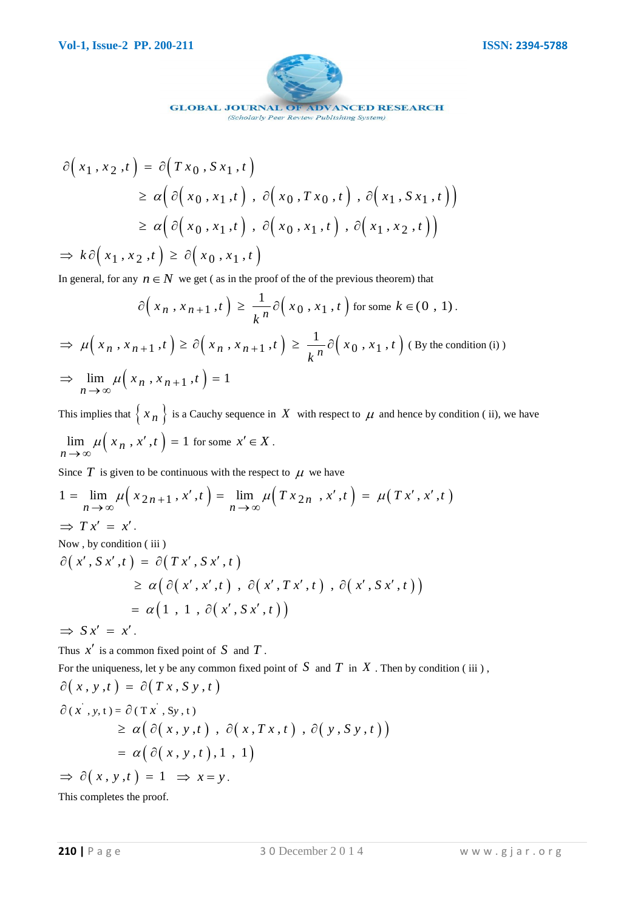$$
\begin{aligned}
\partial\left(x_1, x_2, t\right) &= \partial\left(T x_0, S x_1, t\right) \\
&\geq \alpha\left(\partial\left(x_0, x_1, t\right), \partial\left(x_0, T x_0, t\right), \partial\left(x_1, S x_1, t\right)\right) \\
&\geq \alpha\left(\partial\left(x_0, x_1, t\right), \partial\left(x_0, x_1, t\right), \partial\left(x_1, x_2, t\right)\right)
\end{aligned}
$$

$$
\Rightarrow k \partial\left(x_1, x_2, t\right) \geq \partial\left(x_0, x_1, t\right)
$$

In general, for any $n \in N$ we get ( as in the proof of the of the previous theorem) that

$$
\partial\left(x_n, x_{n+1}, t\right) \geq \frac{1}{k^n} \partial\left(x_0, x_1, t\right) \text{ for some } k \in (0, 1).
$$

$$
\Rightarrow \mu\left(x_n, x_{n+1}, t\right) \geq \partial\left(x_n, x_{n+1}, t\right) \geq \frac{1}{k^n} \partial\left(x_0, x_1, t\right) \text{ ( By the condition (i) )}
$$

$$
\Rightarrow \lim_{n \to \infty} \mu\left(x_n, x_{n+1}, t\right) = 1
$$

This implies that $\{x_n\}$ is a Cauchy sequence in $X$ with respect to $\mu$ and hence by condition ( ii), we have

$$
\lim_{n \to \infty} \mu\left(x_n, x', t\right) = 1 \text{ for some } x' \in X.
$$

Since $T$ is given to be continuous with the respect to $\mu$ we have

$$
1 = \lim_{n \to \infty} \mu\left(x_{2n+1}, x', t\right) = \lim_{n \to \infty} \mu\left(T x_{2n}, x', t\right) = \mu\left(T x', x', t\right)
$$

$$
\Rightarrow T x' = x'.
$$

Now , by condition ( iii )

$$
\begin{aligned}
\partial\left(x', S x', t\right) &= \partial\left(T x', S x', t\right) \\
&\geq \alpha\left(\partial\left(x', x', t\right), \partial\left(x', T x', t\right), \partial\left(x', S x', t\right)\right) \\
&= \alpha\left(1, 1, \partial\left(x', S x', t\right)\right)
\end{aligned}
$$

$$
\Rightarrow S x' = x'.
$$

Thus $x'$ is a common fixed point of $S$ and $T$.

For the uniqueness, let y be any common fixed point of $S$ and $T$ in $X$. Then by condition ( iii ) ,

$$
\partial\left(x, y, t\right) = \partial\left(T x, S y, t\right)
$$

$$
\begin{aligned}
\partial\left(x', y, t\right) &= \partial\left(T x', Sy, t\right) \\
&\geq \alpha\left(\partial\left(x, y, t\right), \partial\left(x, T x, t\right), \partial\left(y, S y, t\right)\right) \\
&= \alpha\left(\partial\left(x, y, t\right), 1, 1\right)
\end{aligned}
$$

$$
\Rightarrow \partial\left(x, y, t\right) = 1 \Rightarrow x = y.
$$

This completes the proof.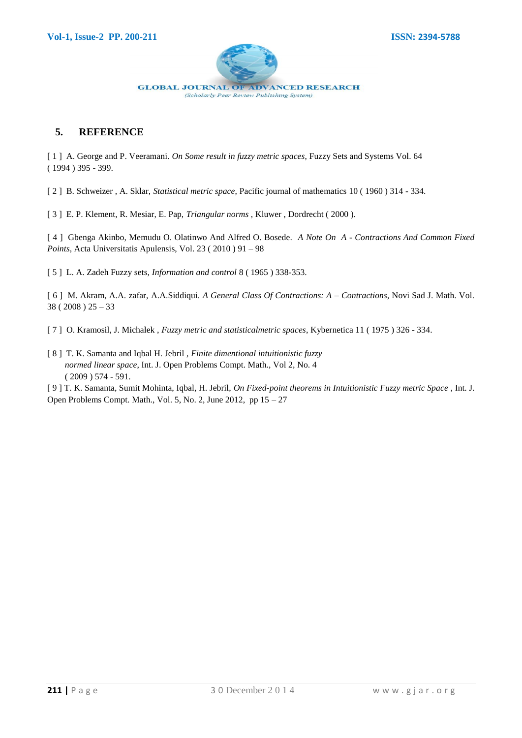## 5. REFERENCE

[ 1 ] A. George and P. Veeramani. *On Some result in fuzzy metric spaces*, Fuzzy Sets and Systems Vol. 64 ( 1994 ) 395 - 399.

[ 2 ] B. Schweizer , A. Sklar, *Statistical metric space*, Pacific journal of mathematics 10 ( 1960 ) 314 - 334.

[ 3 ] E. P. Klement, R. Mesiar, E. Pap, *Triangular norms* , Kluwer , Dordrecht ( 2000 ).

[ 4 ] Gbenga Akinbo, Memudu O. Olatinwo And Alfred O. Bosede. *A Note On A - Contractions And Common Fixed Points*, Acta Universitatis Apulensis, Vol. 23 ( 2010 ) 91 – 98

[ 5 ] L. A. Zadeh Fuzzy sets, *Information and control* 8 ( 1965 ) 338-353.

[ 6 ] M. Akram, A.A. zafar, A.A.Siddiqui. *A General Class Of Contractions: A – Contractions*, Novi Sad J. Math. Vol. 38 ( 2008 ) 25 – 33

[ 7 ] O. Kramosil, J. Michalek , *Fuzzy metric and statisticalmetric spaces*, Kybernetica 11 ( 1975 ) 326 - 334.

[ 8 ] T. K. Samanta and Iqbal H. Jebril , *Finite dimentional intuitionistic fuzzy normed linear space*, Int. J. Open Problems Compt. Math., Vol 2, No. 4 ( 2009 ) 574 - 591.

[ 9 ] T. K. Samanta, Sumit Mohinta, Iqbal, H. Jebril, *On Fixed-point theorems in Intuitionistic Fuzzy metric Space* , Int. J. Open Problems Compt. Math., Vol. 5, No. 2, June 2012, pp 15 – 27